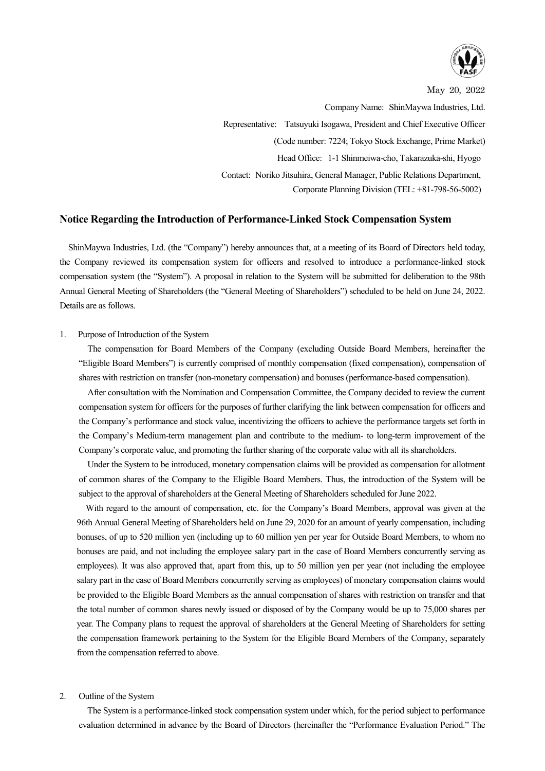May 20, 2022

Company Name: ShinMaywa Industries, Ltd.

Representative: Tatsuyuki Isogawa, President and Chief Executive Officer

(Code number: 7224; Tokyo Stock Exchange, Prime Market)

Head Office: 1-1 Shinmeiwa-cho, Takarazuka-shi, Hyogo

Contact: Noriko Jitsuhira, General Manager, Public Relations Department, Corporate Planning Division (TEL: +81-798-56-5002)

## Notice Regarding the Introduction of Performance-Linked Stock Compensation System

ShinMaywa Industries, Ltd. (the "Company") hereby announces that, at a meeting of its Board of Directors held today, the Company reviewed its compensation system for officers and resolved to introduce a performance-linked stock compensation system (the "System"). A proposal in relation to the System will be submitted for deliberation to the 98th Annual General Meeting of Shareholders (the "General Meeting of Shareholders") scheduled to be held on June 24, 2022. Details are as follows.

1. Purpose of Introduction of the System

The compensation for Board Members of the Company (excluding Outside Board Members, hereinafter the "Eligible Board Members") is currently comprised of monthly compensation (fixed compensation), compensation of shares with restriction on transfer (non-monetary compensation) and bonuses (performance-based compensation).

After consultation with the Nomination and Compensation Committee, the Company decided to review the current compensation system for officers for the purposes of further clarifying the link between compensation for officers and the Company's performance and stock value, incentivizing the officers to achieve the performance targets set forth in the Company's Medium-term management plan and contribute to the medium- to long-term improvement of the Company's corporate value, and promoting the further sharing of the corporate value with all its shareholders.

Under the System to be introduced, monetary compensation claims will be provided as compensation for allotment of common shares of the Company to the Eligible Board Members. Thus, the introduction of the System will be subject to the approval of shareholders at the General Meeting of Shareholders scheduled for June 2022.

With regard to the amount of compensation, etc. for the Company's Board Members, approval was given at the 96th Annual General Meeting of Shareholders held on June 29, 2020 for an amount of yearly compensation, including bonuses, of up to 520 million yen (including up to 60 million yen per year for Outside Board Members, to whom no bonuses are paid, and not including the employee salary part in the case of Board Members concurrently serving as employees). It was also approved that, apart from this, up to 50 million yen per year (not including the employee salary part in the case of Board Members concurrently serving as employees) of monetary compensation claims would be provided to the Eligible Board Members as the annual compensation of shares with restriction on transfer and that the total number of common shares newly issued or disposed of by the Company would be up to 75,000 shares per year. The Company plans to request the approval of shareholders at the General Meeting of Shareholders for setting the compensation framework pertaining to the System for the Eligible Board Members of the Company, separately from the compensation referred to above.

2. Outline of the System

The System is a performance-linked stock compensation system under which, for the period subject to performance evaluation determined in advance by the Board of Directors (hereinafter the "Performance Evaluation Period." The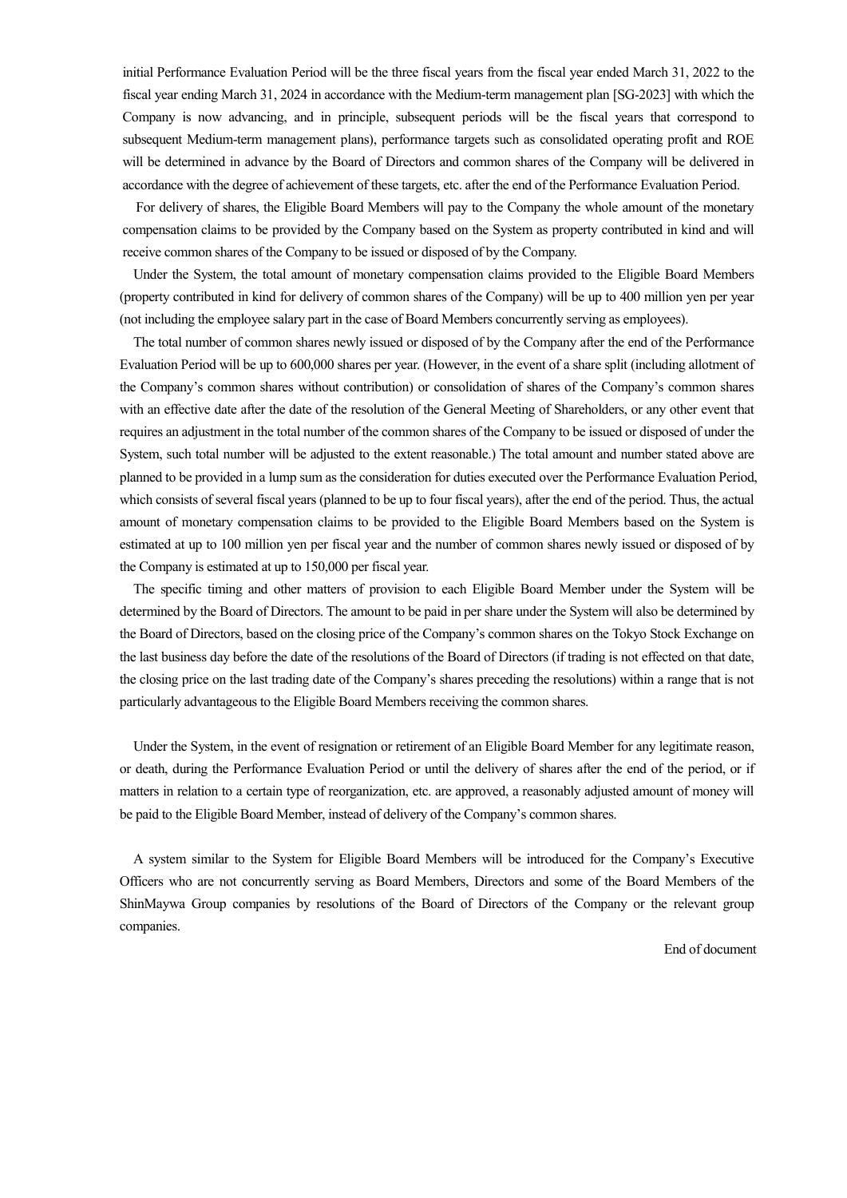initial Performance Evaluation Period will be the three fiscal years from the fiscal year ended March 31, 2022 to the fiscal year ending March 31, 2024 in accordance with the Medium-term management plan [SG-2023] with which the Company is now advancing, and in principle, subsequent periods will be the fiscal years that correspond to subsequent Medium-term management plans), performance targets such as consolidated operating profit and ROE will be determined in advance by the Board of Directors and common shares of the Company will be delivered in accordance with the degree of achievement of these targets, etc. after the end of the Performance Evaluation Period.

For delivery of shares, the Eligible Board Members will pay to the Company the whole amount of the monetary compensation claims to be provided by the Company based on the System as property contributed in kind and will receive common shares of the Company to be issued or disposed of by the Company.

Under the System, the total amount of monetary compensation claims provided to the Eligible Board Members (property contributed in kind for delivery of common shares of the Company) will be up to 400 million yen per year (not including the employee salary part in the case of Board Members concurrently serving as employees).

The total number of common shares newly issued or disposed of by the Company after the end of the Performance Evaluation Period will be up to 600,000 shares per year. (However, in the event of a share split (including allotment of the Company's common shares without contribution) or consolidation of shares of the Company's common shares with an effective date after the date of the resolution of the General Meeting of Shareholders, or any other event that requires an adjustment in the total number of the common shares of the Company to be issued or disposed of under the System, such total number will be adjusted to the extent reasonable.) The total amount and number stated above are planned to be provided in a lump sum as the consideration for duties executed over the Performance Evaluation Period, which consists of several fiscal years (planned to be up to four fiscal years), after the end of the period. Thus, the actual amount of monetary compensation claims to be provided to the Eligible Board Members based on the System is estimated at up to 100 million yen per fiscal year and the number of common shares newly issued or disposed of by the Company is estimated at up to 150,000 per fiscal year.

The specific timing and other matters of provision to each Eligible Board Member under the System will be determined by the Board of Directors. The amount to be paid in per share under the System will also be determined by the Board of Directors, based on the closing price of the Company's common shares on the Tokyo Stock Exchange on the last business day before the date of the resolutions of the Board of Directors (if trading is not effected on that date, the closing price on the last trading date of the Company's shares preceding the resolutions) within a range that is not particularly advantageous to the Eligible Board Members receiving the common shares.

Under the System, in the event of resignation or retirement of an Eligible Board Member for any legitimate reason, or death, during the Performance Evaluation Period or until the delivery of shares after the end of the period, or if matters in relation to a certain type of reorganization, etc. are approved, a reasonably adjusted amount of money will be paid to the Eligible Board Member, instead of delivery of the Company's common shares.

A system similar to the System for Eligible Board Members will be introduced for the Company's Executive Officers who are not concurrently serving as Board Members, Directors and some of the Board Members of the ShinMaywa Group companies by resolutions of the Board of Directors of the Company or the relevant group companies.

End of document